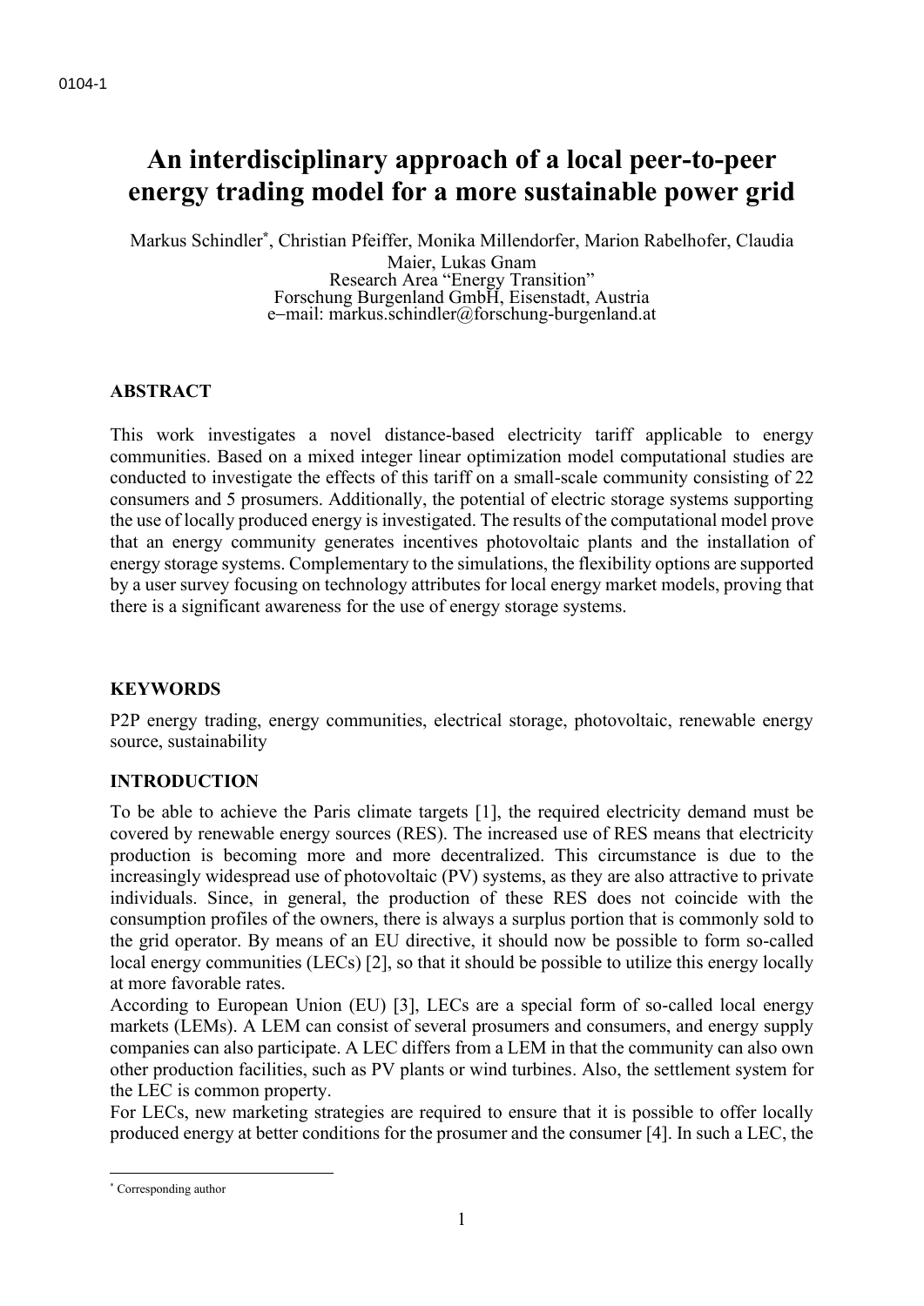# An interdisciplinary approach of a local peer-to-peer energy trading model for a more sustainable power grid

Markus Schindler*, Christian Pfeiffer, Monika Millendorfer, Marion Rabelhofer, Claudia Maier, Lukas Gnam
Research Area "Energy Transition"
Forschung Burgenland GmbH, Eisenstadt, Austria
e–mail: markus.schindler@forschung-burgenland.at

## ABSTRACT

This work investigates a novel distance-based electricity tariff applicable to energy communities. Based on a mixed integer linear optimization model computational studies are conducted to investigate the effects of this tariff on a small-scale community consisting of 22 consumers and 5 prosumers. Additionally, the potential of electric storage systems supporting the use of locally produced energy is investigated. The results of the computational model prove that an energy community generates incentives photovoltaic plants and the installation of energy storage systems. Complementary to the simulations, the flexibility options are supported by a user survey focusing on technology attributes for local energy market models, proving that there is a significant awareness for the use of energy storage systems.

## KEYWORDS

P2P energy trading, energy communities, electrical storage, photovoltaic, renewable energy source, sustainability

## INTRODUCTION

To be able to achieve the Paris climate targets [1], the required electricity demand must be covered by renewable energy sources (RES). The increased use of RES means that electricity production is becoming more and more decentralized. This circumstance is due to the increasingly widespread use of photovoltaic (PV) systems, as they are also attractive to private individuals. Since, in general, the production of these RES does not coincide with the consumption profiles of the owners, there is always a surplus portion that is commonly sold to the grid operator. By means of an EU directive, it should now be possible to form so-called local energy communities (LECs) [2], so that it should be possible to utilize this energy locally at more favorable rates.

According to European Union (EU) [3], LECs are a special form of so-called local energy markets (LEMs). A LEM can consist of several prosumers and consumers, and energy supply companies can also participate. A LEC differs from a LEM in that the community can also own other production facilities, such as PV plants or wind turbines. Also, the settlement system for the LEC is common property.

For LECs, new marketing strategies are required to ensure that it is possible to offer locally produced energy at better conditions for the prosumer and the consumer [4]. In such a LEC, the

* Corresponding author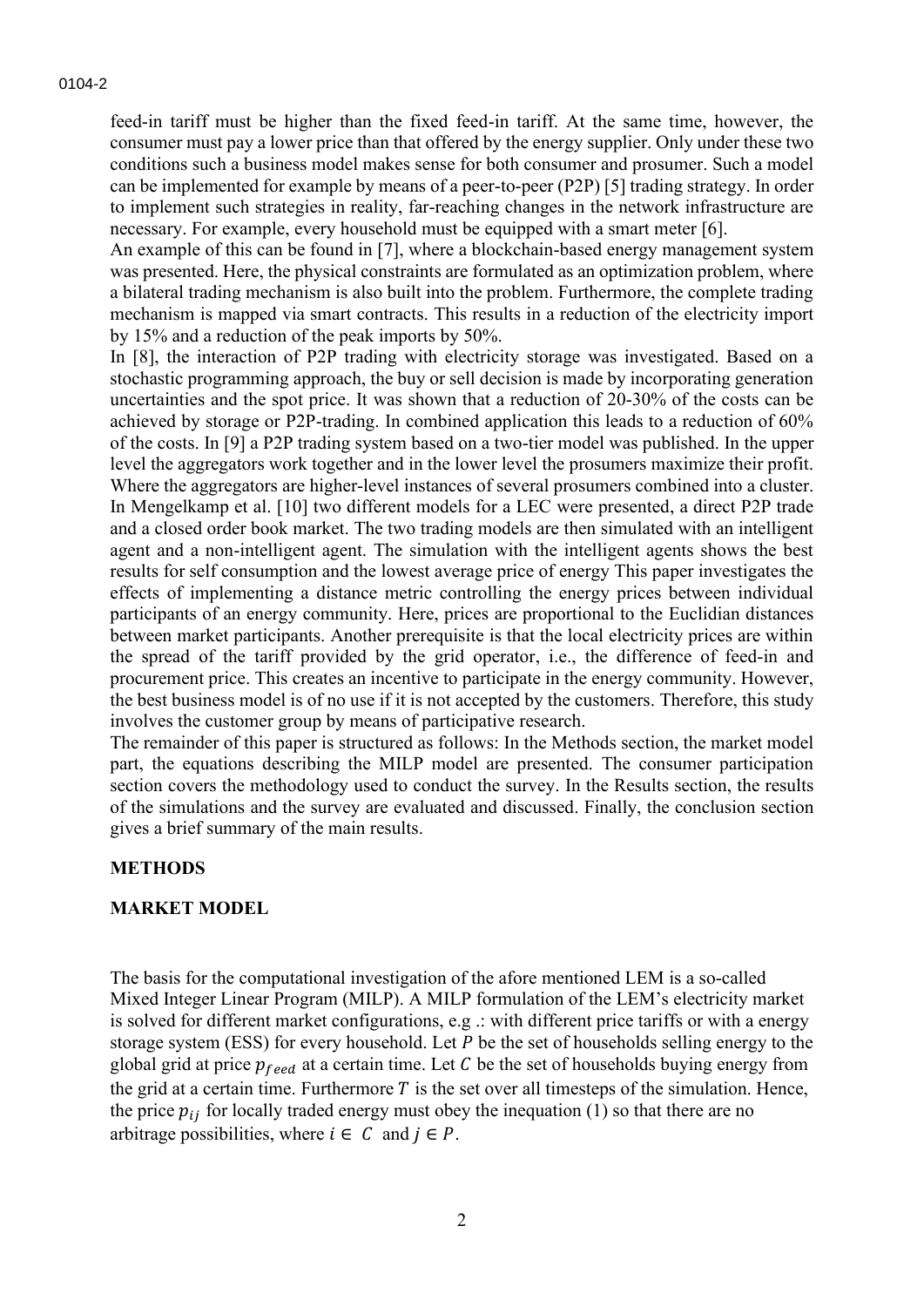feed-in tariff must be higher than the fixed feed-in tariff. At the same time, however, the consumer must pay a lower price than that offered by the energy supplier. Only under these two conditions such a business model makes sense for both consumer and prosumer. Such a model can be implemented for example by means of a peer-to-peer (P2P) [5] trading strategy. In order to implement such strategies in reality, far-reaching changes in the network infrastructure are necessary. For example, every household must be equipped with a smart meter [6].

An example of this can be found in [7], where a blockchain-based energy management system was presented. Here, the physical constraints are formulated as an optimization problem, where a bilateral trading mechanism is also built into the problem. Furthermore, the complete trading mechanism is mapped via smart contracts. This results in a reduction of the electricity import by 15% and a reduction of the peak imports by 50%.

In [8], the interaction of P2P trading with electricity storage was investigated. Based on a stochastic programming approach, the buy or sell decision is made by incorporating generation uncertainties and the spot price. It was shown that a reduction of 20-30% of the costs can be achieved by storage or P2P-trading. In combined application this leads to a reduction of 60% of the costs. In [9] a P2P trading system based on a two-tier model was published. In the upper level the aggregators work together and in the lower level the prosumers maximize their profit. Where the aggregators are higher-level instances of several prosumers combined into a cluster. In Mengelkamp et al. [10] two different models for a LEC were presented, a direct P2P trade and a closed order book market. The two trading models are then simulated with an intelligent agent and a non-intelligent agent. The simulation with the intelligent agents shows the best results for self consumption and the lowest average price of energy This paper investigates the effects of implementing a distance metric controlling the energy prices between individual participants of an energy community. Here, prices are proportional to the Euclidian distances between market participants. Another prerequisite is that the local electricity prices are within the spread of the tariff provided by the grid operator, i.e., the difference of feed-in and procurement price. This creates an incentive to participate in the energy community. However, the best business model is of no use if it is not accepted by the customers. Therefore, this study involves the customer group by means of participative research.

The remainder of this paper is structured as follows: In the Methods section, the market model part, the equations describing the MILP model are presented. The consumer participation section covers the methodology used to conduct the survey. In the Results section, the results of the simulations and the survey are evaluated and discussed. Finally, the conclusion section gives a brief summary of the main results.

## METHODS

### MARKET MODEL

The basis for the computational investigation of the afore mentioned LEM is a so-called Mixed Integer Linear Program (MILP). A MILP formulation of the LEM's electricity market is solved for different market configurations, e.g .: with different price tariffs or with a energy storage system (ESS) for every household. Let $P$ be the set of households selling energy to the global grid at price $p_{feed}$ at a certain time. Let $C$ be the set of households buying energy from the grid at a certain time. Furthermore $T$ is the set over all timesteps of the simulation. Hence, the price $p_{ij}$ for locally traded energy must obey the inequation (1) so that there are no arbitrage possibilities, where $i \in C$ and $j \in P$.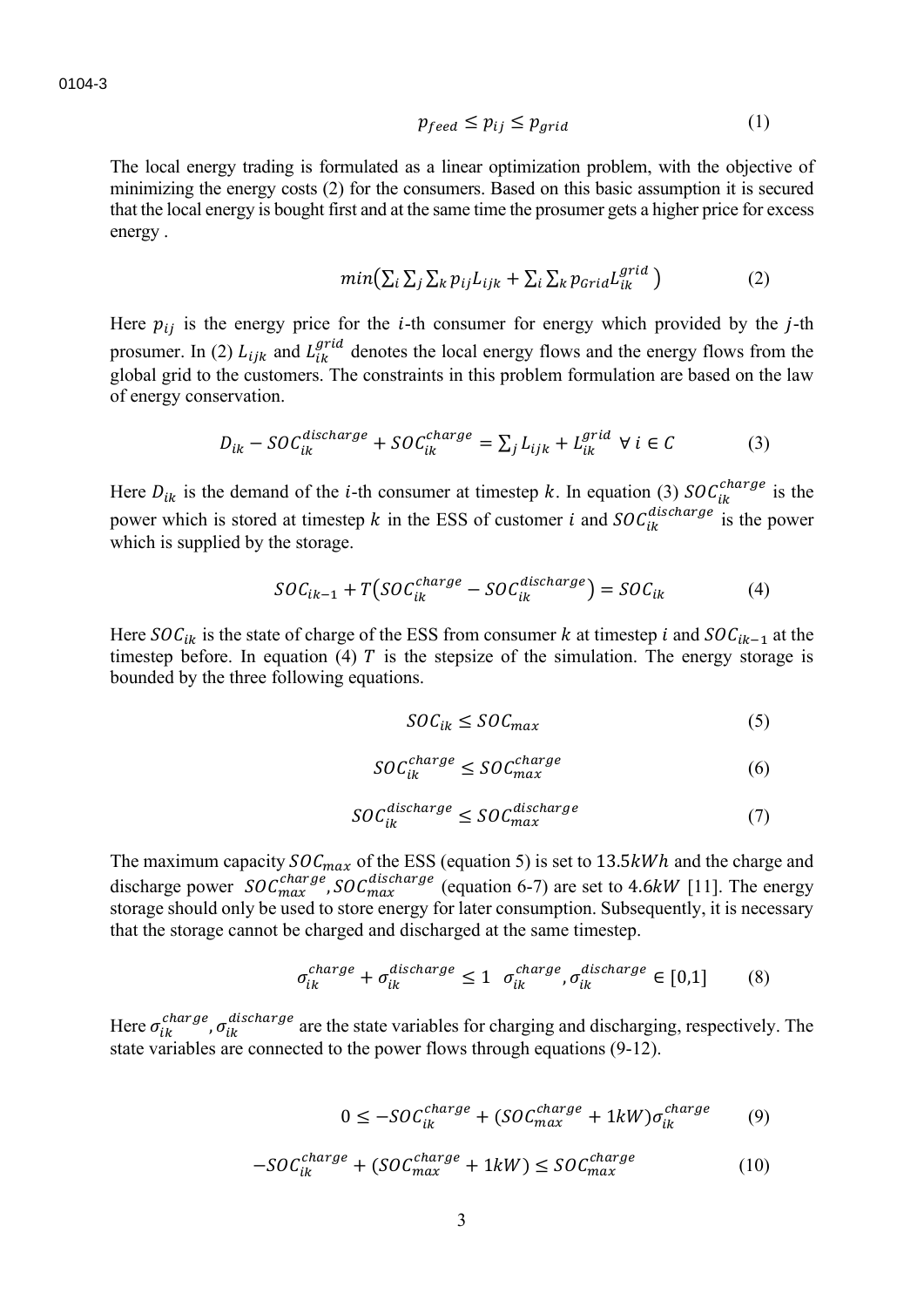$$p_{feed} \leq p_{ij} \leq p_{grid} \tag{1}$$

The local energy trading is formulated as a linear optimization problem, with the objective of minimizing the energy costs (2) for the consumers. Based on this basic assumption it is secured that the local energy is bought first and at the same time the prosumer gets a higher price for excess energy .

$$min\left(\sum_i \sum_j \sum_k p_{ij} L_{ijk} + \sum_i \sum_k p_{Grid} L_{ik}^{grid}\right) \tag{2}$$

Here $p_{ij}$ is the energy price for the $i$-th consumer for energy which provided by the $j$-th prosumer. In (2) $L_{ijk}$ and $L_{ik}^{grid}$ denotes the local energy flows and the energy flows from the global grid to the customers. The constraints in this problem formulation are based on the law of energy conservation.

$$D_{ik} - SOC_{ik}^{discharge} + SOC_{ik}^{charge} = \sum_j L_{ijk} + L_{ik}^{grid} \;\; \forall \; i \in C \tag{3}$$

Here $D_{ik}$ is the demand of the $i$-th consumer at timestep $k$. In equation (3) $SOC_{ik}^{charge}$ is the power which is stored at timestep $k$ in the ESS of customer $i$ and $SOC_{ik}^{discharge}$ is the power which is supplied by the storage.

$$SOC_{ik-1} + T\left(SOC_{ik}^{charge} - SOC_{ik}^{discharge}\right) = SOC_{ik} \tag{4}$$

Here $SOC_{ik}$ is the state of charge of the ESS from consumer $k$ at timestep $i$ and $SOC_{ik-1}$ at the timestep before. In equation (4) $T$ is the stepsize of the simulation. The energy storage is bounded by the three following equations.

$$SOC_{ik} \leq SOC_{max} \tag{5}$$

$$SOC_{ik}^{charge} \leq SOC_{max}^{charge} \tag{6}$$

$$SOC_{ik}^{discharge} \leq SOC_{max}^{discharge} \tag{7}$$

The maximum capacity $SOC_{max}$ of the ESS (equation 5) is set to $13.5kWh$ and the charge and discharge power $SOC_{max}^{charge}$, $SOC_{max}^{discharge}$ (equation 6-7) are set to $4.6kW$ [11]. The energy storage should only be used to store energy for later consumption. Subsequently, it is necessary that the storage cannot be charged and discharged at the same timestep.

$$\sigma_{ik}^{charge} + \sigma_{ik}^{discharge} \leq 1 \;\;\; \sigma_{ik}^{charge}, \sigma_{ik}^{discharge} \in [0,1] \tag{8}$$

Here $\sigma_{ik}^{charge}$, $\sigma_{ik}^{discharge}$ are the state variables for charging and discharging, respectively. The state variables are connected to the power flows through equations (9-12).

$$0 \leq -SOC_{ik}^{charge} + (SOC_{max}^{charge} + 1kW)\sigma_{ik}^{charge} \tag{9}$$

$$-SOC_{ik}^{charge} + (SOC_{max}^{charge} + 1kW) \leq SOC_{max}^{charge} \tag{10}$$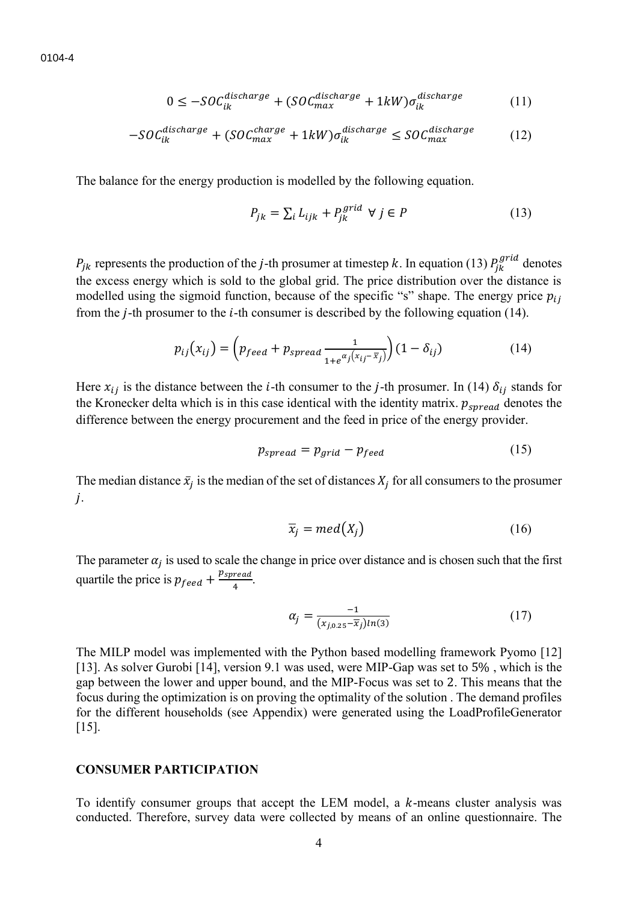$$0 \leq -SOC_{ik}^{discharge} + (SOC_{max}^{discharge} + 1kW)\sigma_{ik}^{discharge} \tag{11}$$

$$-SOC_{ik}^{discharge} + (SOC_{max}^{charge} + 1kW)\sigma_{ik}^{discharge} \leq SOC_{max}^{discharge} \tag{12}$$

The balance for the energy production is modelled by the following equation.

$$P_{jk} = \sum_i L_{ijk} + P_{jk}^{grid} \;\; \forall\, j \in P \tag{13}$$

$P_{jk}$ represents the production of the $j$-th prosumer at timestep $k$. In equation (13) $P_{jk}^{grid}$ denotes the excess energy which is sold to the global grid. The price distribution over the distance is modelled using the sigmoid function, because of the specific "s" shape. The energy price $p_{ij}$ from the $j$-th prosumer to the $i$-th consumer is described by the following equation (14).

$$p_{ij}(x_{ij}) = \left(p_{feed} + p_{spread}\frac{1}{1+e^{\alpha_j\left(x_{ij}-\bar{x}_j\right)}}\right)(1-\delta_{ij}) \tag{14}$$

Here $x_{ij}$ is the distance between the $i$-th consumer to the $j$-th prosumer. In (14) $\delta_{ij}$ stands for the Kronecker delta which is in this case identical with the identity matrix. $p_{spread}$ denotes the difference between the energy procurement and the feed in price of the energy provider.

$$p_{spread} = p_{grid} - p_{feed} \tag{15}$$

The median distance $\bar{x}_j$ is the median of the set of distances $X_j$ for all consumers to the prosumer $j$.

$$\bar{x}_j = med(X_j) \tag{16}$$

The parameter $\alpha_j$ is used to scale the change in price over distance and is chosen such that the first quartile the price is $p_{feed} + \frac{p_{spread}}{4}$.

$$\alpha_j = \frac{-1}{(x_{j,0.25} - \bar{x}_j)ln(3)} \tag{17}$$

The MILP model was implemented with the Python based modelling framework Pyomo [12] [13]. As solver Gurobi [14], version 9.1 was used, were MIP-Gap was set to 5% , which is the gap between the lower and upper bound, and the MIP-Focus was set to 2. This means that the focus during the optimization is on proving the optimality of the solution . The demand profiles for the different households (see Appendix) were generated using the LoadProfileGenerator [15].

## CONSUMER PARTICIPATION

To identify consumer groups that accept the LEM model, a $k$-means cluster analysis was conducted. Therefore, survey data were collected by means of an online questionnaire. The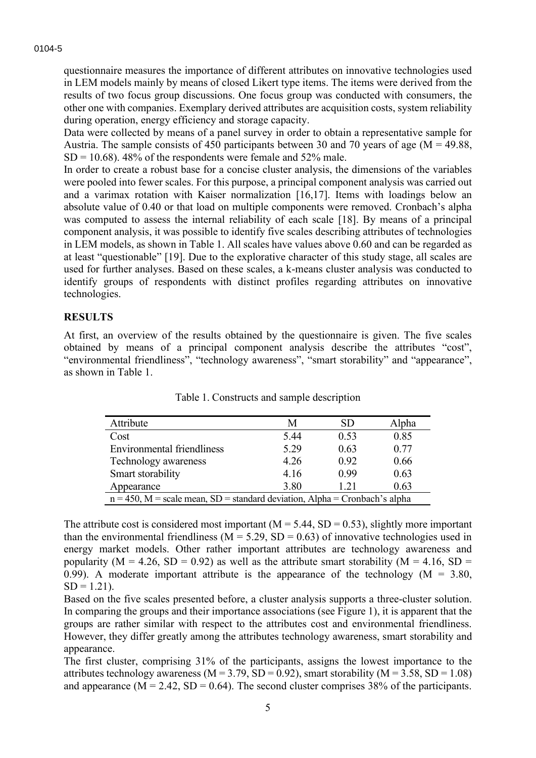questionnaire measures the importance of different attributes on innovative technologies used in LEM models mainly by means of closed Likert type items. The items were derived from the results of two focus group discussions. One focus group was conducted with consumers, the other one with companies. Exemplary derived attributes are acquisition costs, system reliability during operation, energy efficiency and storage capacity.

Data were collected by means of a panel survey in order to obtain a representative sample for Austria. The sample consists of 450 participants between 30 and 70 years of age ($M = 49.88$, $SD = 10.68$). 48% of the respondents were female and 52% male.

In order to create a robust base for a concise cluster analysis, the dimensions of the variables were pooled into fewer scales. For this purpose, a principal component analysis was carried out and a varimax rotation with Kaiser normalization [16,17]. Items with loadings below an absolute value of 0.40 or that load on multiple components were removed. Cronbach's alpha was computed to assess the internal reliability of each scale [18]. By means of a principal component analysis, it was possible to identify five scales describing attributes of technologies in LEM models, as shown in Table 1. All scales have values above 0.60 and can be regarded as at least "questionable" [19]. Due to the explorative character of this study stage, all scales are used for further analyses. Based on these scales, a k-means cluster analysis was conducted to identify groups of respondents with distinct profiles regarding attributes on innovative technologies.

## RESULTS

At first, an overview of the results obtained by the questionnaire is given. The five scales obtained by means of a principal component analysis describe the attributes "cost", "environmental friendliness", "technology awareness", "smart storability" and "appearance", as shown in Table 1.

Table 1. Constructs and sample description

| Attribute | M | SD | Alpha |
|---|---|---|---|
| Cost | 5.44 | 0.53 | 0.85 |
| Environmental friendliness | 5.29 | 0.63 | 0.77 |
| Technology awareness | 4.26 | 0.92 | 0.66 |
| Smart storability | 4.16 | 0.99 | 0.63 |
| Appearance | 3.80 | 1.21 | 0.63 |

n = 450, M = scale mean, SD = standard deviation, Alpha = Cronbach's alpha

The attribute cost is considered most important ($M = 5.44$, $SD = 0.53$), slightly more important than the environmental friendliness ($M = 5.29$, $SD = 0.63$) of innovative technologies used in energy market models. Other rather important attributes are technology awareness and popularity ($M = 4.26$, $SD = 0.92$) as well as the attribute smart storability ($M = 4.16$, $SD = 0.99$). A moderate important attribute is the appearance of the technology ($M = 3.80$, $SD = 1.21$).

Based on the five scales presented before, a cluster analysis supports a three-cluster solution. In comparing the groups and their importance associations (see Figure 1), it is apparent that the groups are rather similar with respect to the attributes cost and environmental friendliness. However, they differ greatly among the attributes technology awareness, smart storability and appearance.

The first cluster, comprising 31% of the participants, assigns the lowest importance to the attributes technology awareness ($M = 3.79$, $SD = 0.92$), smart storability ($M = 3.58$, $SD = 1.08$) and appearance ($M = 2.42$, $SD = 0.64$). The second cluster comprises 38% of the participants.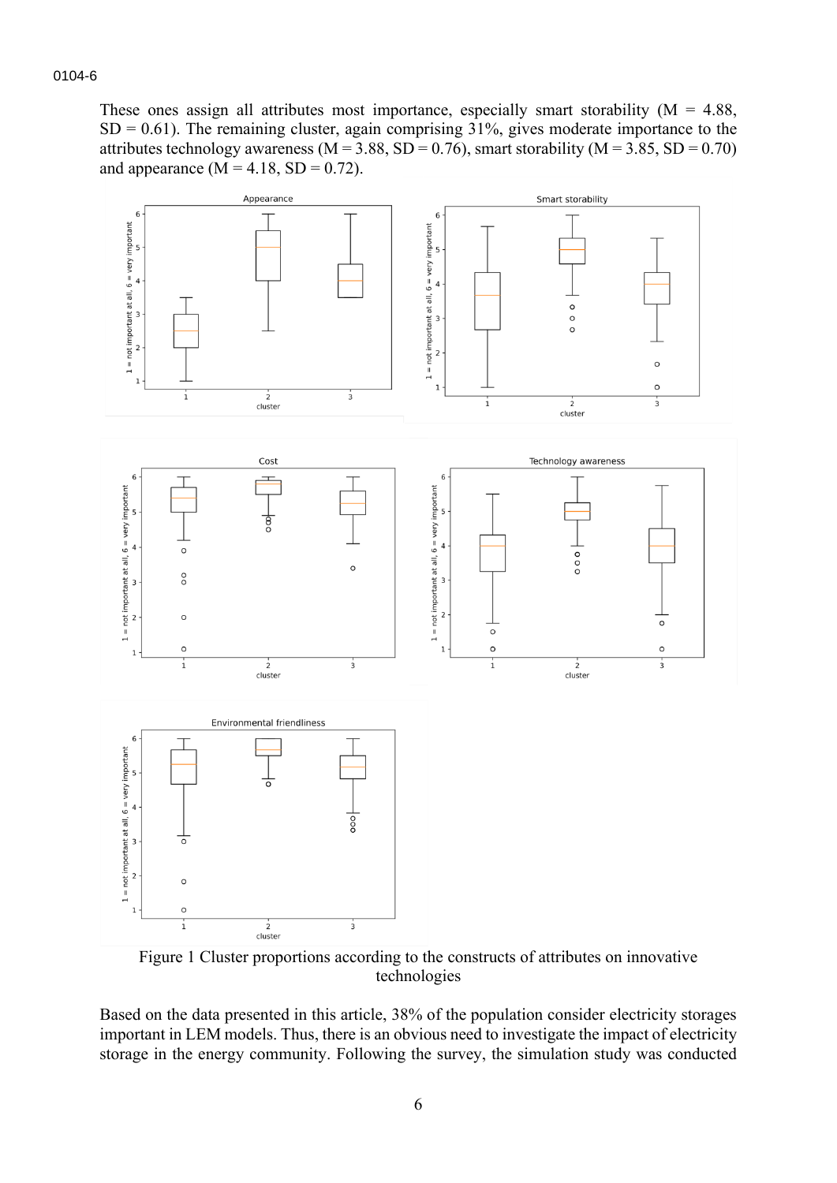These ones assign all attributes most importance, especially smart storability (M = 4.88, SD = 0.61). The remaining cluster, again comprising 31%, gives moderate importance to the attributes technology awareness (M = 3.88, SD = 0.76), smart storability (M = 3.85, SD = 0.70) and appearance (M = 4.18, SD = 0.72).

Figure 1 Cluster proportions according to the constructs of attributes on innovative technologies

Based on the data presented in this article, 38% of the population consider electricity storages important in LEM models. Thus, there is an obvious need to investigate the impact of electricity storage in the energy community. Following the survey, the simulation study was conducted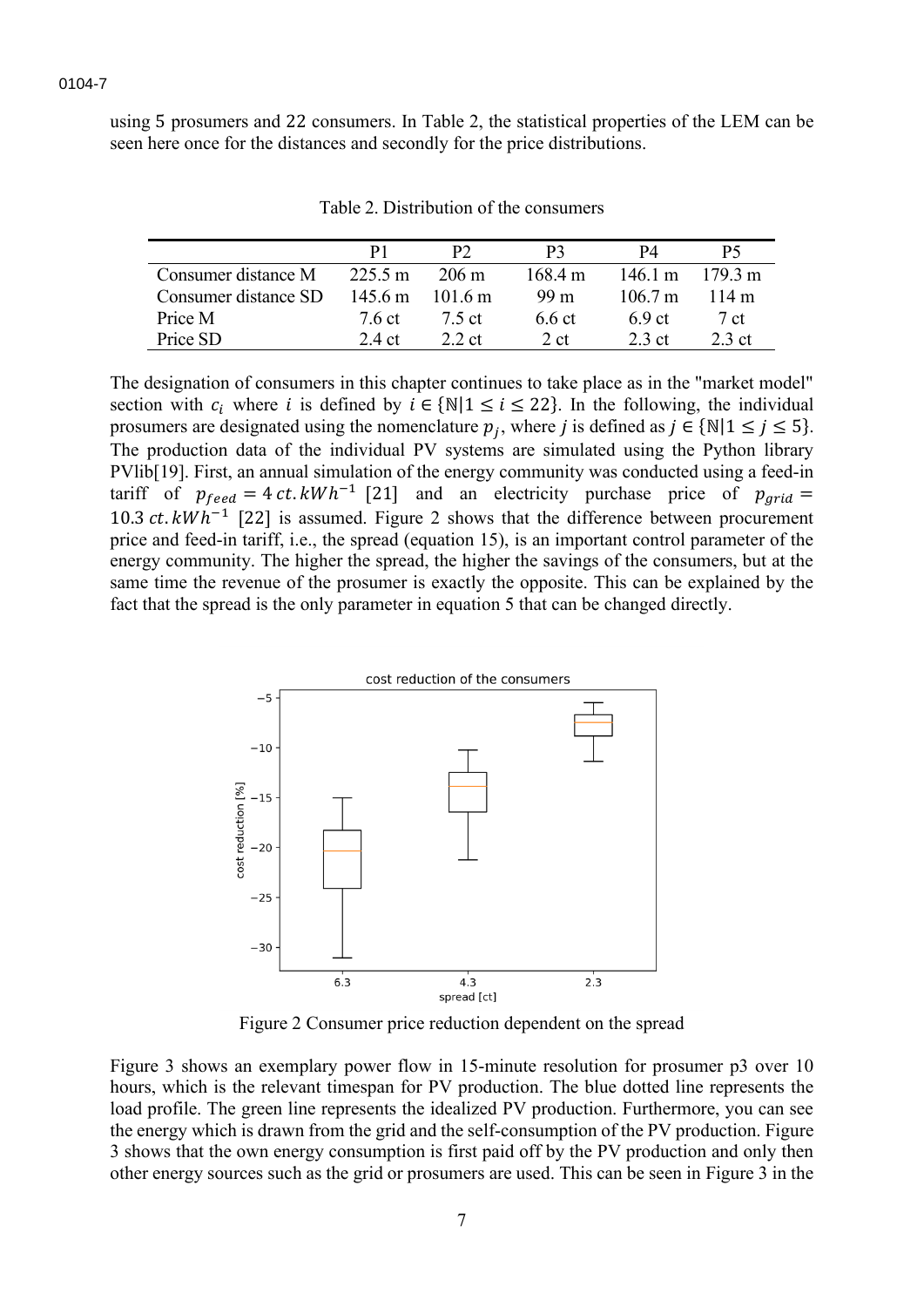using 5 prosumers and 22 consumers. In Table 2, the statistical properties of the LEM can be seen here once for the distances and secondly for the price distributions.

Table 2. Distribution of the consumers

| | P1 | P2 | P3 | P4 | P5 |
|---|---|---|---|---|---|
| Consumer distance M | 225.5 m | 206 m | 168.4 m | 146.1 m | 179.3 m |
| Consumer distance SD | 145.6 m | 101.6 m | 99 m | 106.7 m | 114 m |
| Price M | 7.6 ct | 7.5 ct | 6.6 ct | 6.9 ct | 7 ct |
| Price SD | 2.4 ct | 2.2 ct | 2 ct | 2.3 ct | 2.3 ct |

The designation of consumers in this chapter continues to take place as in the "market model" section with $c_i$ where $i$ is defined by $i \in \{\mathbb{N} | 1 \leq i \leq 22\}$. In the following, the individual prosumers are designated using the nomenclature $p_j$, where $j$ is defined as $j \in \{\mathbb{N} | 1 \leq j \leq 5\}$. The production data of the individual PV systems are simulated using the Python library PVlib[19]. First, an annual simulation of the energy community was conducted using a feed-in tariff of $p_{feed} = 4\,ct.kWh^{-1}$ [21] and an electricity purchase price of $p_{grid} = 10.3\,ct.kWh^{-1}$ [22] is assumed. Figure 2 shows that the difference between procurement price and feed-in tariff, i.e., the spread (equation 15), is an important control parameter of the energy community. The higher the spread, the higher the savings of the consumers, but at the same time the revenue of the prosumer is exactly the opposite. This can be explained by the fact that the spread is the only parameter in equation 5 that can be changed directly.

Figure 2 Consumer price reduction dependent on the spread

Figure 3 shows an exemplary power flow in 15-minute resolution for prosumer p3 over 10 hours, which is the relevant timespan for PV production. The blue dotted line represents the load profile. The green line represents the idealized PV production. Furthermore, you can see the energy which is drawn from the grid and the self-consumption of the PV production. Figure 3 shows that the own energy consumption is first paid off by the PV production and only then other energy sources such as the grid or prosumers are used. This can be seen in Figure 3 in the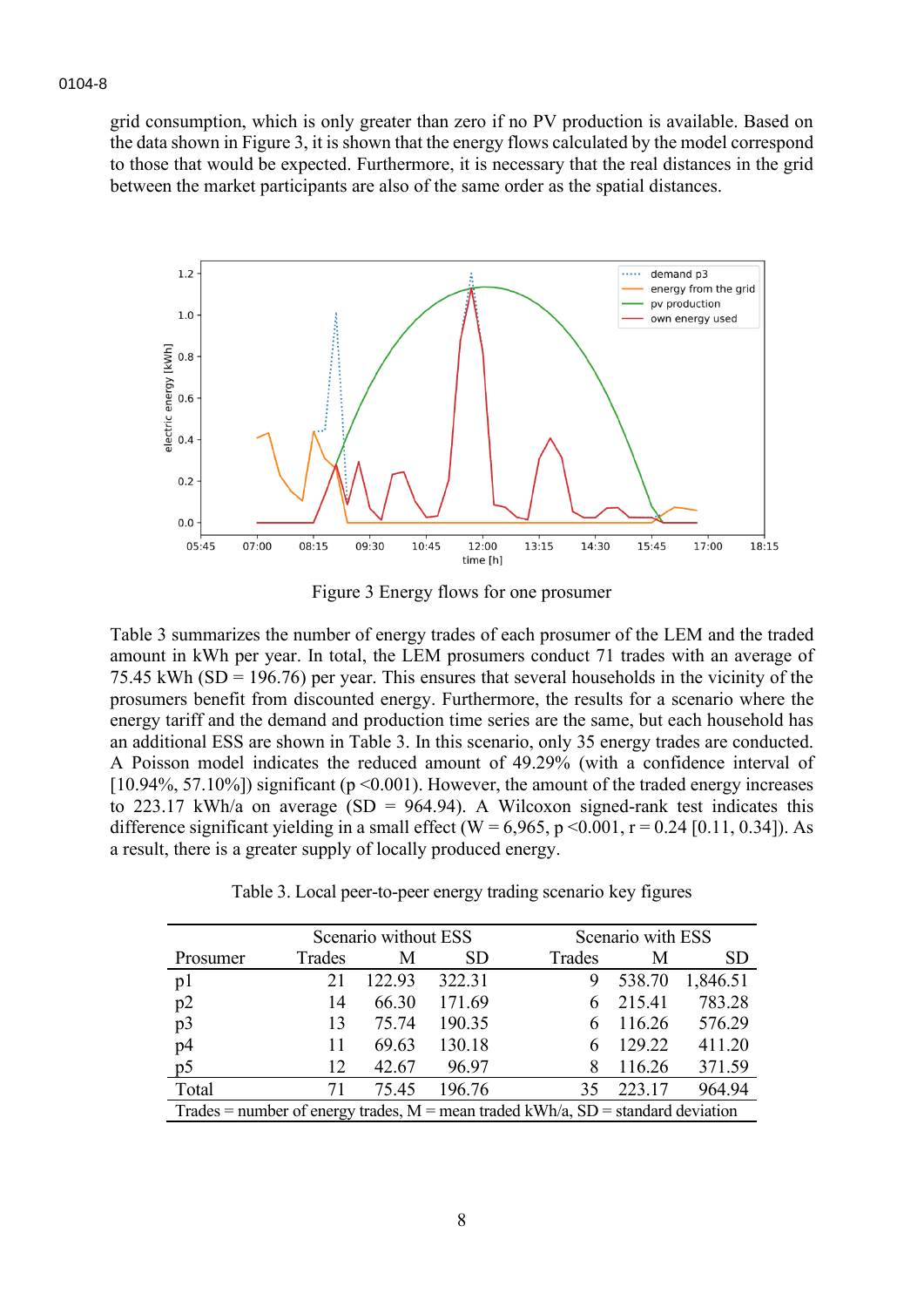grid consumption, which is only greater than zero if no PV production is available. Based on the data shown in Figure 3, it is shown that the energy flows calculated by the model correspond to those that would be expected. Furthermore, it is necessary that the real distances in the grid between the market participants are also of the same order as the spatial distances.

Figure 3 Energy flows for one prosumer

Table 3 summarizes the number of energy trades of each prosumer of the LEM and the traded amount in kWh per year. In total, the LEM prosumers conduct 71 trades with an average of 75.45 kWh (SD = 196.76) per year. This ensures that several households in the vicinity of the prosumers benefit from discounted energy. Furthermore, the results for a scenario where the energy tariff and the demand and production time series are the same, but each household has an additional ESS are shown in Table 3. In this scenario, only 35 energy trades are conducted. A Poisson model indicates the reduced amount of 49.29% (with a confidence interval of [10.94%, 57.10%]) significant ($p < 0.001$). However, the amount of the traded energy increases to 223.17 kWh/a on average (SD = 964.94). A Wilcoxon signed-rank test indicates this difference significant yielding in a small effect ($W = 6{,}965$, $p < 0.001$, $r = 0.24$ [0.11, 0.34]). As a result, there is a greater supply of locally produced energy.

Table 3. Local peer-to-peer energy trading scenario key figures

| | Scenario without ESS | | | Scenario with ESS | | |
|---|---|---|---|---|---|---|
| Prosumer | Trades | M | SD | Trades | M | SD |
| p1 | 21 | 122.93 | 322.31 | 9 | 538.70 | 1,846.51 |
| p2 | 14 | 66.30 | 171.69 | 6 | 215.41 | 783.28 |
| p3 | 13 | 75.74 | 190.35 | 6 | 116.26 | 576.29 |
| p4 | 11 | 69.63 | 130.18 | 6 | 129.22 | 411.20 |
| p5 | 12 | 42.67 | 96.97 | 8 | 116.26 | 371.59 |
| Total | 71 | 75.45 | 196.76 | 35 | 223.17 | 964.94 |

Trades = number of energy trades, M = mean traded kWh/a, SD = standard deviation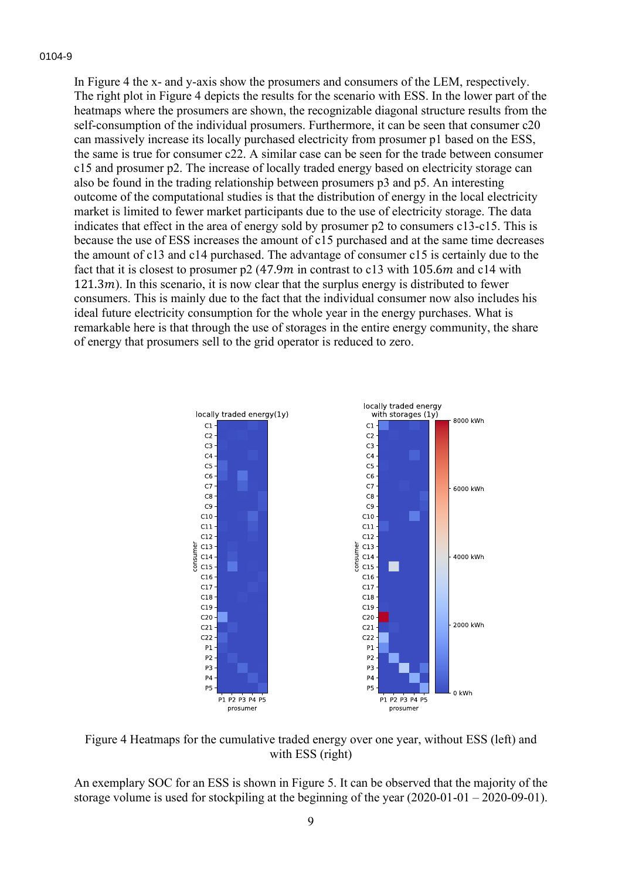In Figure 4 the x- and y-axis show the prosumers and consumers of the LEM, respectively. The right plot in Figure 4 depicts the results for the scenario with ESS. In the lower part of the heatmaps where the prosumers are shown, the recognizable diagonal structure results from the self-consumption of the individual prosumers. Furthermore, it can be seen that consumer c20 can massively increase its locally purchased electricity from prosumer p1 based on the ESS, the same is true for consumer c22. A similar case can be seen for the trade between consumer c15 and prosumer p2. The increase of locally traded energy based on electricity storage can also be found in the trading relationship between prosumers p3 and p5. An interesting outcome of the computational studies is that the distribution of energy in the local electricity market is limited to fewer market participants due to the use of electricity storage. The data indicates that effect in the area of energy sold by prosumer p2 to consumers c13-c15. This is because the use of ESS increases the amount of c15 purchased and at the same time decreases the amount of c13 and c14 purchased. The advantage of consumer c15 is certainly due to the fact that it is closest to prosumer p2 ($47.9m$ in contrast to c13 with $105.6m$ and c14 with $121.3m$). In this scenario, it is now clear that the surplus energy is distributed to fewer consumers. This is mainly due to the fact that the individual consumer now also includes his ideal future electricity consumption for the whole year in the energy purchases. What is remarkable here is that through the use of storages in the entire energy community, the share of energy that prosumers sell to the grid operator is reduced to zero.

Figure 4 Heatmaps for the cumulative traded energy over one year, without ESS (left) and with ESS (right)

An exemplary SOC for an ESS is shown in Figure 5. It can be observed that the majority of the storage volume is used for stockpiling at the beginning of the year (2020-01-01 – 2020-09-01).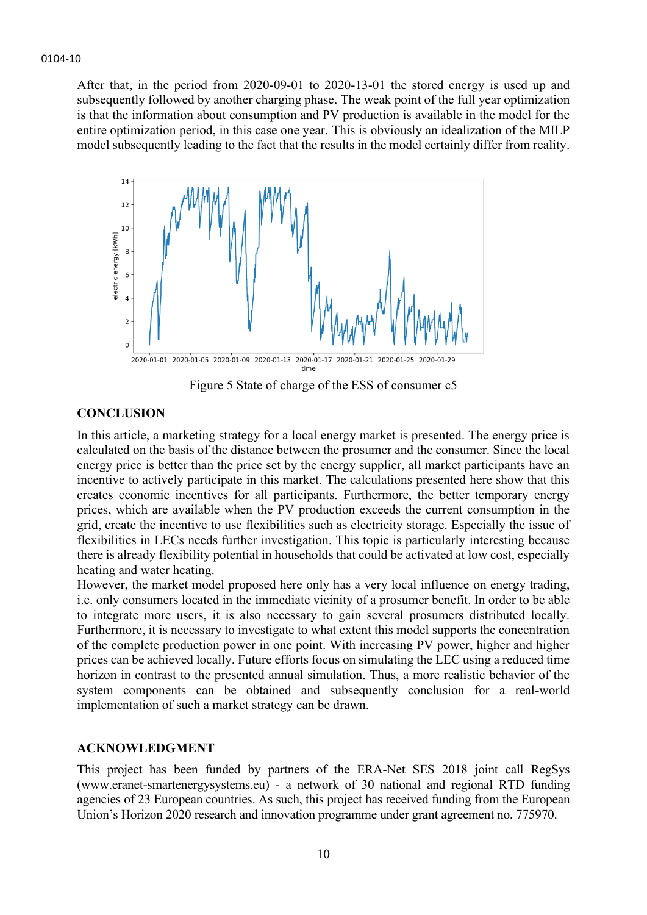After that, in the period from 2020-09-01 to 2020-13-01 the stored energy is used up and subsequently followed by another charging phase. The weak point of the full year optimization is that the information about consumption and PV production is available in the model for the entire optimization period, in this case one year. This is obviously an idealization of the MILP model subsequently leading to the fact that the results in the model certainly differ from reality.

Figure 5 State of charge of the ESS of consumer c5

## CONCLUSION

In this article, a marketing strategy for a local energy market is presented. The energy price is calculated on the basis of the distance between the prosumer and the consumer. Since the local energy price is better than the price set by the energy supplier, all market participants have an incentive to actively participate in this market. The calculations presented here show that this creates economic incentives for all participants. Furthermore, the better temporary energy prices, which are available when the PV production exceeds the current consumption in the grid, create the incentive to use flexibilities such as electricity storage. Especially the issue of flexibilities in LECs needs further investigation. This topic is particularly interesting because there is already flexibility potential in households that could be activated at low cost, especially heating and water heating.

However, the market model proposed here only has a very local influence on energy trading, i.e. only consumers located in the immediate vicinity of a prosumer benefit. In order to be able to integrate more users, it is also necessary to gain several prosumers distributed locally. Furthermore, it is necessary to investigate to what extent this model supports the concentration of the complete production power in one point. With increasing PV power, higher and higher prices can be achieved locally. Future efforts focus on simulating the LEC using a reduced time horizon in contrast to the presented annual simulation. Thus, a more realistic behavior of the system components can be obtained and subsequently conclusion for a real-world implementation of such a market strategy can be drawn.

## ACKNOWLEDGMENT

This project has been funded by partners of the ERA-Net SES 2018 joint call RegSys (www.eranet-smartenergysystems.eu) - a network of 30 national and regional RTD funding agencies of 23 European countries. As such, this project has received funding from the European Union's Horizon 2020 research and innovation programme under grant agreement no. 775970.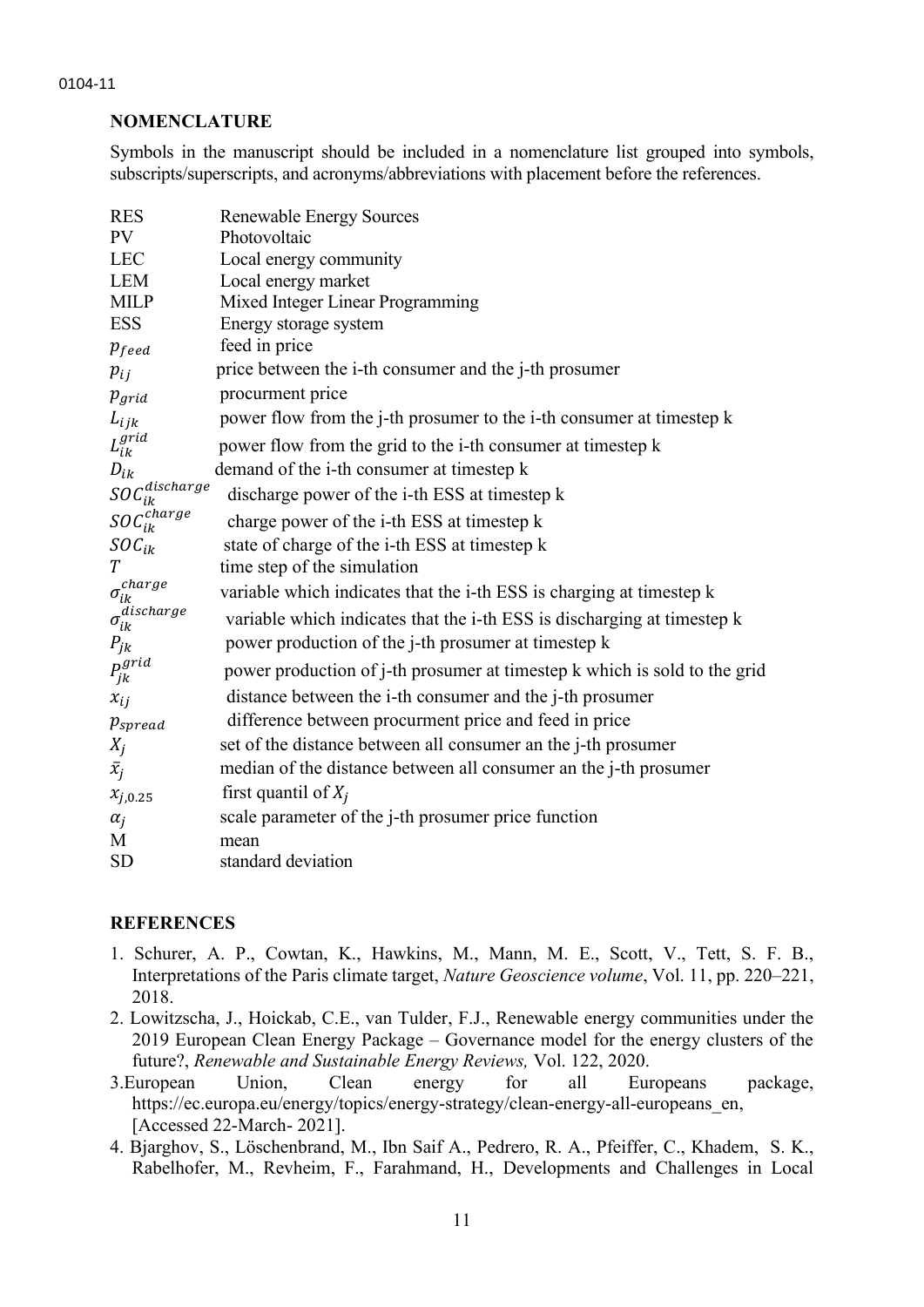## NOMENCLATURE

Symbols in the manuscript should be included in a nomenclature list grouped into symbols, subscripts/superscripts, and acronyms/abbreviations with placement before the references.

| | |
|---|---|
| RES | Renewable Energy Sources |
| PV | Photovoltaic |
| LEC | Local energy community |
| LEM | Local energy market |
| MILP | Mixed Integer Linear Programming |
| ESS | Energy storage system |
| $p_{feed}$ | feed in price |
| $p_{ij}$ | price between the i-th consumer and the j-th prosumer |
| $p_{grid}$ | procurment price |
| $L_{ijk}$ | power flow from the j-th prosumer to the i-th consumer at timestep k |
| $L_{ik}^{grid}$ | power flow from the grid to the i-th consumer at timestep k |
| $D_{ik}$ | demand of the i-th consumer at timestep k |
| $SOC_{ik}^{discharge}$ | discharge power of the i-th ESS at timestep k |
| $SOC_{ik}^{charge}$ | charge power of the i-th ESS at timestep k |
| $SOC_{ik}$ | state of charge of the i-th ESS at timestep k |
| $T$ | time step of the simulation |
| $\sigma_{ik}^{charge}$ | variable which indicates that the i-th ESS is charging at timestep k |
| $\sigma_{ik}^{discharge}$ | variable which indicates that the i-th ESS is discharging at timestep k |
| $P_{jk}$ | power production of the j-th prosumer at timestep k |
| $P_{jk}^{grid}$ | power production of j-th prosumer at timestep k which is sold to the grid |
| $x_{ij}$ | distance between the i-th consumer and the j-th prosumer |
| $p_{spread}$ | difference between procurment price and feed in price |
| $X_j$ | set of the distance between all consumer an the j-th prosumer |
| $\bar{x}_j$ | median of the distance between all consumer an the j-th prosumer |
| $x_{j,0.25}$ | first quantil of $X_j$ |
| $\alpha_j$ | scale parameter of the j-th prosumer price function |
| M | mean |
| SD | standard deviation |

## REFERENCES

1. Schurer, A. P., Cowtan, K., Hawkins, M., Mann, M. E., Scott, V., Tett, S. F. B., Interpretations of the Paris climate target, *Nature Geoscience volume*, Vol. 11, pp. 220–221, 2018.
2. Lowitzscha, J., Hoickab, C.E., van Tulder, F.J., Renewable energy communities under the 2019 European Clean Energy Package – Governance model for the energy clusters of the future?, *Renewable and Sustainable Energy Reviews,* Vol. 122, 2020.
3. European Union, Clean energy for all Europeans package, https://ec.europa.eu/energy/topics/energy-strategy/clean-energy-all-europeans_en, [Accessed 22-March- 2021].
4. Bjarghov, S., Löschenbrand, M., Ibn Saif A., Pedrero, R. A., Pfeiffer, C., Khadem, S. K., Rabelhofer, M., Revheim, F., Farahmand, H., Developments and Challenges in Local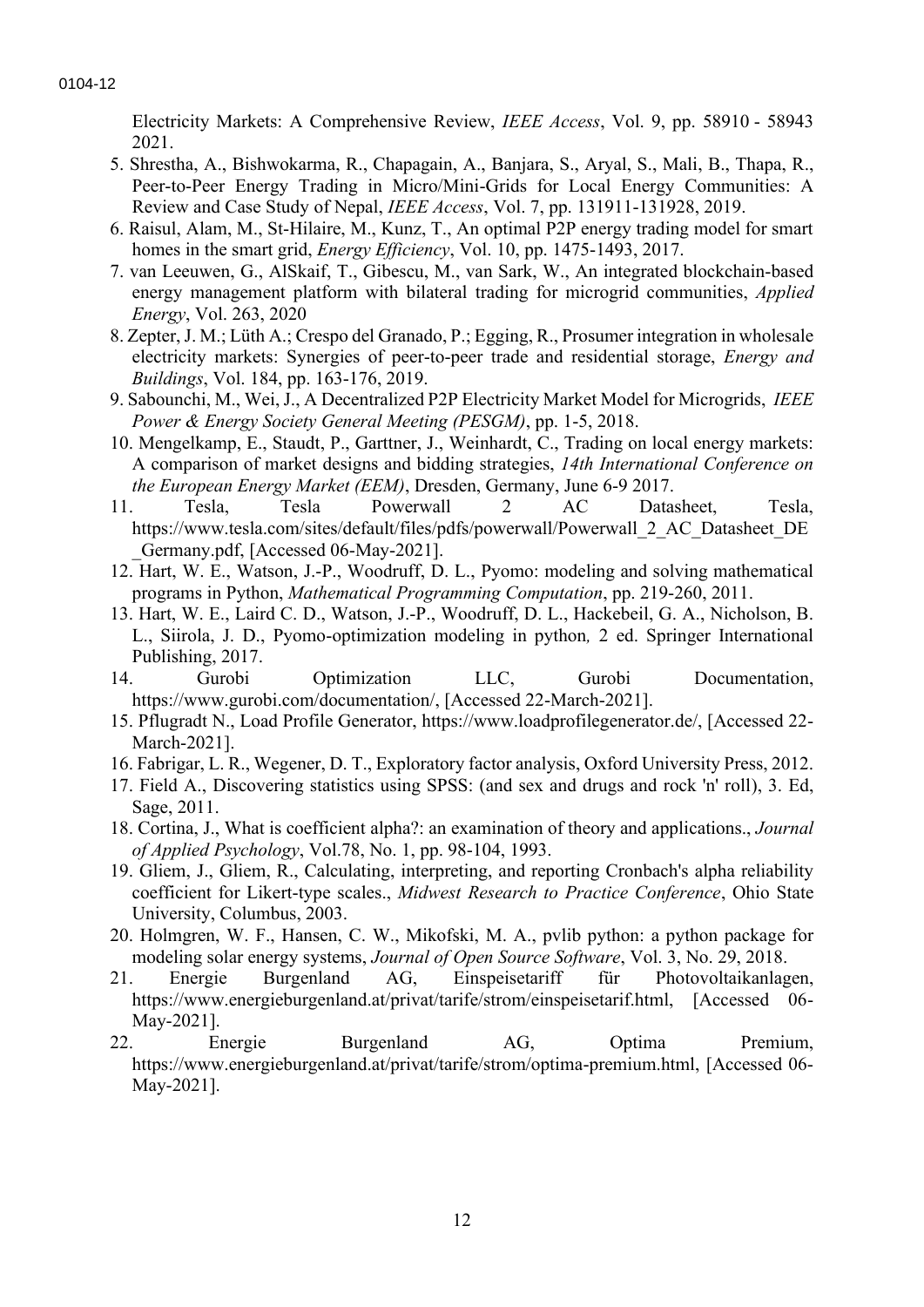Electricity Markets: A Comprehensive Review, *IEEE Access*, Vol. 9, pp. 58910 - 58943 2021.

5. Shrestha, A., Bishwokarma, R., Chapagain, A., Banjara, S., Aryal, S., Mali, B., Thapa, R., Peer-to-Peer Energy Trading in Micro/Mini-Grids for Local Energy Communities: A Review and Case Study of Nepal, *IEEE Access*, Vol. 7, pp. 131911-131928, 2019.
6. Raisul, Alam, M., St-Hilaire, M., Kunz, T., An optimal P2P energy trading model for smart homes in the smart grid, *Energy Efficiency*, Vol. 10, pp. 1475-1493, 2017.
7. van Leeuwen, G., AlSkaif, T., Gibescu, M., van Sark, W., An integrated blockchain-based energy management platform with bilateral trading for microgrid communities, *Applied Energy*, Vol. 263, 2020
8. Zepter, J. M.; Lüth A.; Crespo del Granado, P.; Egging, R., Prosumer integration in wholesale electricity markets: Synergies of peer-to-peer trade and residential storage, *Energy and Buildings*, Vol. 184, pp. 163-176, 2019.
9. Sabounchi, M., Wei, J., A Decentralized P2P Electricity Market Model for Microgrids, *IEEE Power & Energy Society General Meeting (PESGM)*, pp. 1-5, 2018.
10. Mengelkamp, E., Staudt, P., Garttner, J., Weinhardt, C., Trading on local energy markets: A comparison of market designs and bidding strategies, *14th International Conference on the European Energy Market (EEM)*, Dresden, Germany, June 6-9 2017.
11. Tesla, Tesla Powerwall 2 AC Datasheet, Tesla, https://www.tesla.com/sites/default/files/pdfs/powerwall/Powerwall_2_AC_Datasheet_DE_Germany.pdf, [Accessed 06-May-2021].
12. Hart, W. E., Watson, J.-P., Woodruff, D. L., Pyomo: modeling and solving mathematical programs in Python, *Mathematical Programming Computation*, pp. 219-260, 2011.
13. Hart, W. E., Laird C. D., Watson, J.-P., Woodruff, D. L., Hackebeil, G. A., Nicholson, B. L., Siirola, J. D., Pyomo-optimization modeling in python*,* 2 ed. Springer International Publishing, 2017.
14. Gurobi Optimization LLC, Gurobi Documentation, https://www.gurobi.com/documentation/, [Accessed 22-March-2021].
15. Pflugradt N., Load Profile Generator, https://www.loadprofilegenerator.de/, [Accessed 22-March-2021].
16. Fabrigar, L. R., Wegener, D. T., Exploratory factor analysis, Oxford University Press, 2012.
17. Field A., Discovering statistics using SPSS: (and sex and drugs and rock 'n' roll), 3. Ed, Sage, 2011.
18. Cortina, J., What is coefficient alpha?: an examination of theory and applications., *Journal of Applied Psychology*, Vol.78, No. 1, pp. 98-104, 1993.
19. Gliem, J., Gliem, R., Calculating, interpreting, and reporting Cronbach's alpha reliability coefficient for Likert-type scales., *Midwest Research to Practice Conference*, Ohio State University, Columbus, 2003.
20. Holmgren, W. F., Hansen, C. W., Mikofski, M. A., pvlib python: a python package for modeling solar energy systems, *Journal of Open Source Software*, Vol. 3, No. 29, 2018.
21. Energie Burgenland AG, Einspeisetariff für Photovoltaikanlagen, https://www.energieburgenland.at/privat/tarife/strom/einspeisetarif.html, [Accessed 06-May-2021].
22. Energie Burgenland AG, Optima Premium, https://www.energieburgenland.at/privat/tarife/strom/optima-premium.html, [Accessed 06-May-2021].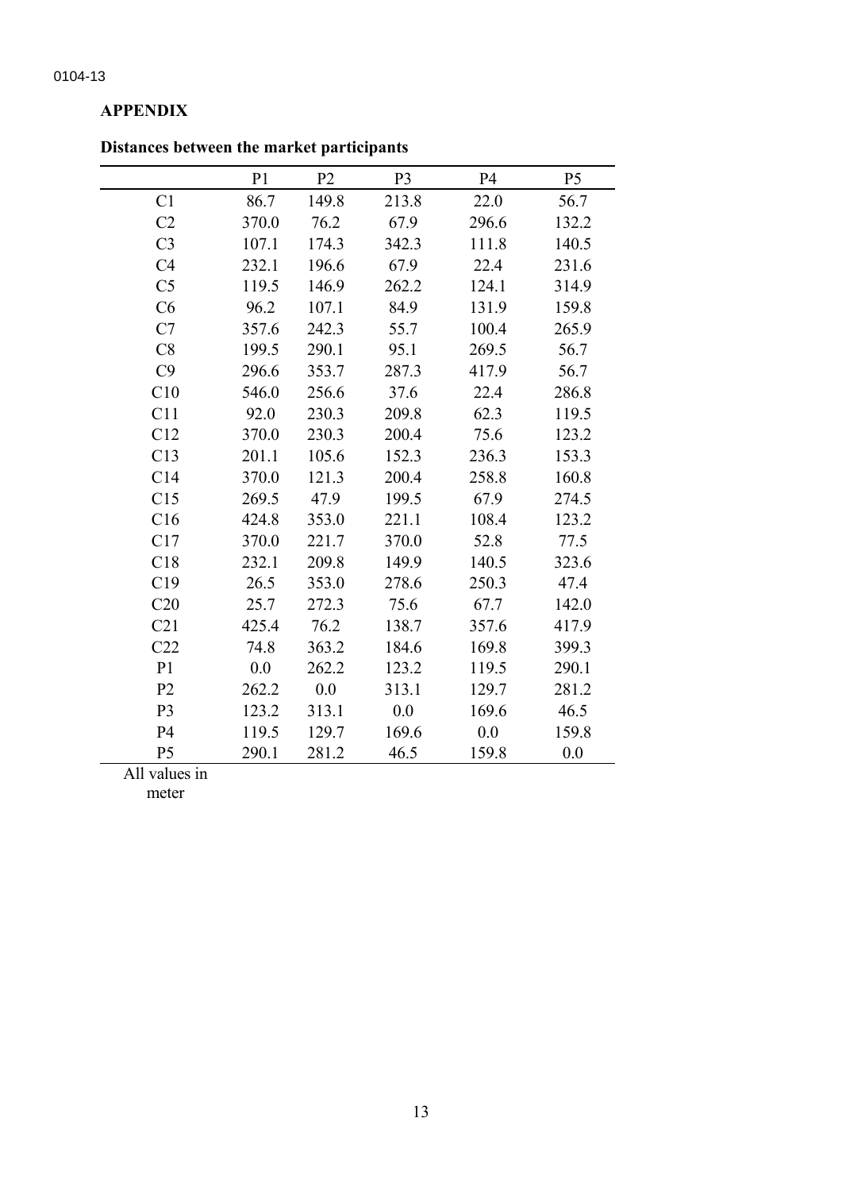## APPENDIX

**Distances between the market participants**

| | P1 | P2 | P3 | P4 | P5 |
|---|---|---|---|---|---|
| C1 | 86.7 | 149.8 | 213.8 | 22.0 | 56.7 |
| C2 | 370.0 | 76.2 | 67.9 | 296.6 | 132.2 |
| C3 | 107.1 | 174.3 | 342.3 | 111.8 | 140.5 |
| C4 | 232.1 | 196.6 | 67.9 | 22.4 | 231.6 |
| C5 | 119.5 | 146.9 | 262.2 | 124.1 | 314.9 |
| C6 | 96.2 | 107.1 | 84.9 | 131.9 | 159.8 |
| C7 | 357.6 | 242.3 | 55.7 | 100.4 | 265.9 |
| C8 | 199.5 | 290.1 | 95.1 | 269.5 | 56.7 |
| C9 | 296.6 | 353.7 | 287.3 | 417.9 | 56.7 |
| C10 | 546.0 | 256.6 | 37.6 | 22.4 | 286.8 |
| C11 | 92.0 | 230.3 | 209.8 | 62.3 | 119.5 |
| C12 | 370.0 | 230.3 | 200.4 | 75.6 | 123.2 |
| C13 | 201.1 | 105.6 | 152.3 | 236.3 | 153.3 |
| C14 | 370.0 | 121.3 | 200.4 | 258.8 | 160.8 |
| C15 | 269.5 | 47.9 | 199.5 | 67.9 | 274.5 |
| C16 | 424.8 | 353.0 | 221.1 | 108.4 | 123.2 |
| C17 | 370.0 | 221.7 | 370.0 | 52.8 | 77.5 |
| C18 | 232.1 | 209.8 | 149.9 | 140.5 | 323.6 |
| C19 | 26.5 | 353.0 | 278.6 | 250.3 | 47.4 |
| C20 | 25.7 | 272.3 | 75.6 | 67.7 | 142.0 |
| C21 | 425.4 | 76.2 | 138.7 | 357.6 | 417.9 |
| C22 | 74.8 | 363.2 | 184.6 | 169.8 | 399.3 |
| P1 | 0.0 | 262.2 | 123.2 | 119.5 | 290.1 |
| P2 | 262.2 | 0.0 | 313.1 | 129.7 | 281.2 |
| P3 | 123.2 | 313.1 | 0.0 | 169.6 | 46.5 |
| P4 | 119.5 | 129.7 | 169.6 | 0.0 | 159.8 |
| P5 | 290.1 | 281.2 | 46.5 | 159.8 | 0.0 |

All values in meter